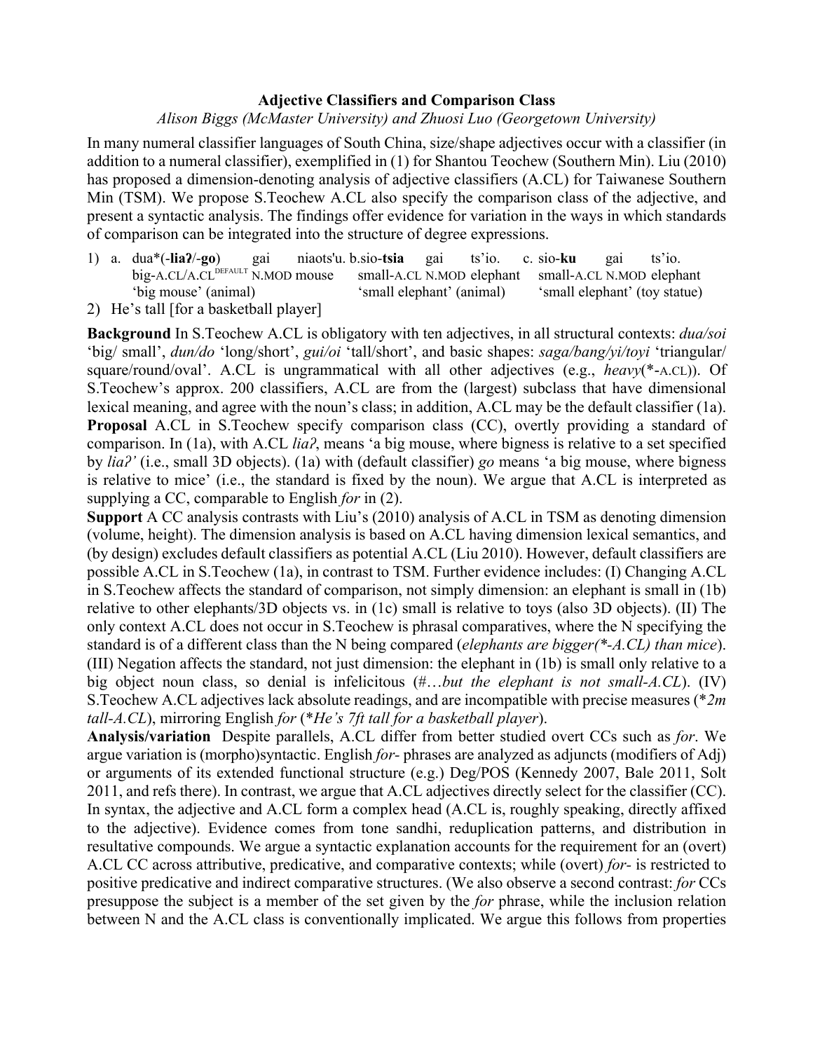**Adjective Classifiers and Comparison Class**

*Alison Biggs (McMaster University) and Zhuosi Luo (Georgetown University)*

In many numeral classifier languages of South China, size/shape adjectives occur with a classifier (in addition to a numeral classifier), exemplified in (1) for Shantou Teochew (Southern Min). Liu (2010) has proposed a dimension-denoting analysis of adjective classifiers (A.CL) for Taiwanese Southern Min (TSM). We propose S.Teochew A.CL also specify the comparison class of the adjective, and present a syntactic analysis. The findings offer evidence for variation in the ways in which standards of comparison can be integrated into the structure of degree expressions.

1) a. dua*(-**liaʔ**/-**go**) gai niaots'u. b. sio-**tsia** gai ts'io. c. sio-**ku** gai ts'io.
   big-A.CL/A.CL[DEFAULT] N.MOD mouse — small-A.CL N.MOD elephant — small-A.CL N.MOD elephant
   'big mouse' (animal) — 'small elephant' (animal) — 'small elephant' (toy statue)

2) He's tall [for a basketball player]

**Background** In S.Teochew A.CL is obligatory with ten adjectives, in all structural contexts: *dua/soi* 'big/ small', *dun/do* 'long/short', *gui/oi* 'tall/short', and basic shapes: *saga/bang/yi/toyi* 'triangular/ square/round/oval'. A.CL is ungrammatical with all other adjectives (e.g., *heavy*(*-A.CL)). Of S.Teochew's approx. 200 classifiers, A.CL are from the (largest) subclass that have dimensional lexical meaning, and agree with the noun's class; in addition, A.CL may be the default classifier (1a).

**Proposal** A.CL in S.Teochew specify comparison class (CC), overtly providing a standard of comparison. In (1a), with A.CL *liaʔ*, means 'a big mouse, where bigness is relative to a set specified by *liaʔ'* (i.e., small 3D objects). (1a) with (default classifier) *go* means 'a big mouse, where bigness is relative to mice' (i.e., the standard is fixed by the noun). We argue that A.CL is interpreted as supplying a CC, comparable to English *for* in (2).

**Support** A CC analysis contrasts with Liu's (2010) analysis of A.CL in TSM as denoting dimension (volume, height). The dimension analysis is based on A.CL having dimension lexical semantics, and (by design) excludes default classifiers as potential A.CL (Liu 2010). However, default classifiers are possible A.CL in S.Teochew (1a), in contrast to TSM. Further evidence includes: (I) Changing A.CL in S.Teochew affects the standard of comparison, not simply dimension: an elephant is small in (1b) relative to other elephants/3D objects vs. in (1c) small is relative to toys (also 3D objects). (II) The only context A.CL does not occur in S.Teochew is phrasal comparatives, where the N specifying the standard is of a different class than the N being compared (*elephants are bigger(*-A.CL) than mice*). (III) Negation affects the standard, not just dimension: the elephant in (1b) is small only relative to a big object noun class, so denial is infelicitous (#…*but the elephant is not small-A.CL*). (IV) S.Teochew A.CL adjectives lack absolute readings, and are incompatible with precise measures (**2m tall-A.CL*), mirroring English *for* (**He's 7ft tall for a basketball player*).

**Analysis/variation** Despite parallels, A.CL differ from better studied overt CCs such as *for*. We argue variation is (morpho)syntactic. English *for-* phrases are analyzed as adjuncts (modifiers of Adj) or arguments of its extended functional structure (e.g.) Deg/POS (Kennedy 2007, Bale 2011, Solt 2011, and refs there). In contrast, we argue that A.CL adjectives directly select for the classifier (CC). In syntax, the adjective and A.CL form a complex head (A.CL is, roughly speaking, directly affixed to the adjective). Evidence comes from tone sandhi, reduplication patterns, and distribution in resultative compounds. We argue a syntactic explanation accounts for the requirement for an (overt) A.CL CC across attributive, predicative, and comparative contexts; while (overt) *for-* is restricted to positive predicative and indirect comparative structures. (We also observe a second contrast: *for* CCs presuppose the subject is a member of the set given by the *for* phrase, while the inclusion relation between N and the A.CL class is conventionally implicated. We argue this follows from properties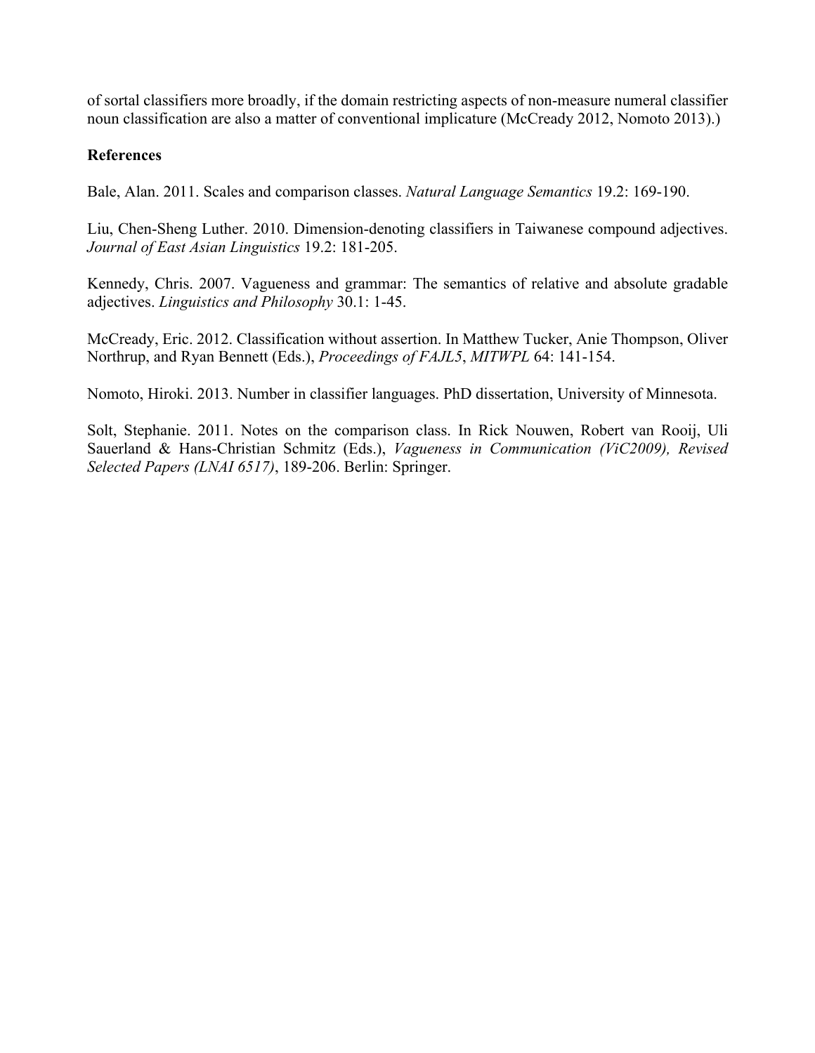of sortal classifiers more broadly, if the domain restricting aspects of non-measure numeral classifier noun classification are also a matter of conventional implicature (McCready 2012, Nomoto 2013).)

**References**

Bale, Alan. 2011. Scales and comparison classes. *Natural Language Semantics* 19.2: 169-190.

Liu, Chen-Sheng Luther. 2010. Dimension-denoting classifiers in Taiwanese compound adjectives. *Journal of East Asian Linguistics* 19.2: 181-205.

Kennedy, Chris. 2007. Vagueness and grammar: The semantics of relative and absolute gradable adjectives. *Linguistics and Philosophy* 30.1: 1-45.

McCready, Eric. 2012. Classification without assertion. In Matthew Tucker, Anie Thompson, Oliver Northrup, and Ryan Bennett (Eds.), *Proceedings of FAJL5*, *MITWPL* 64: 141-154.

Nomoto, Hiroki. 2013. Number in classifier languages. PhD dissertation, University of Minnesota.

Solt, Stephanie. 2011. Notes on the comparison class. In Rick Nouwen, Robert van Rooij, Uli Sauerland & Hans-Christian Schmitz (Eds.), *Vagueness in Communication (ViC2009), Revised Selected Papers (LNAI 6517)*, 189-206. Berlin: Springer.